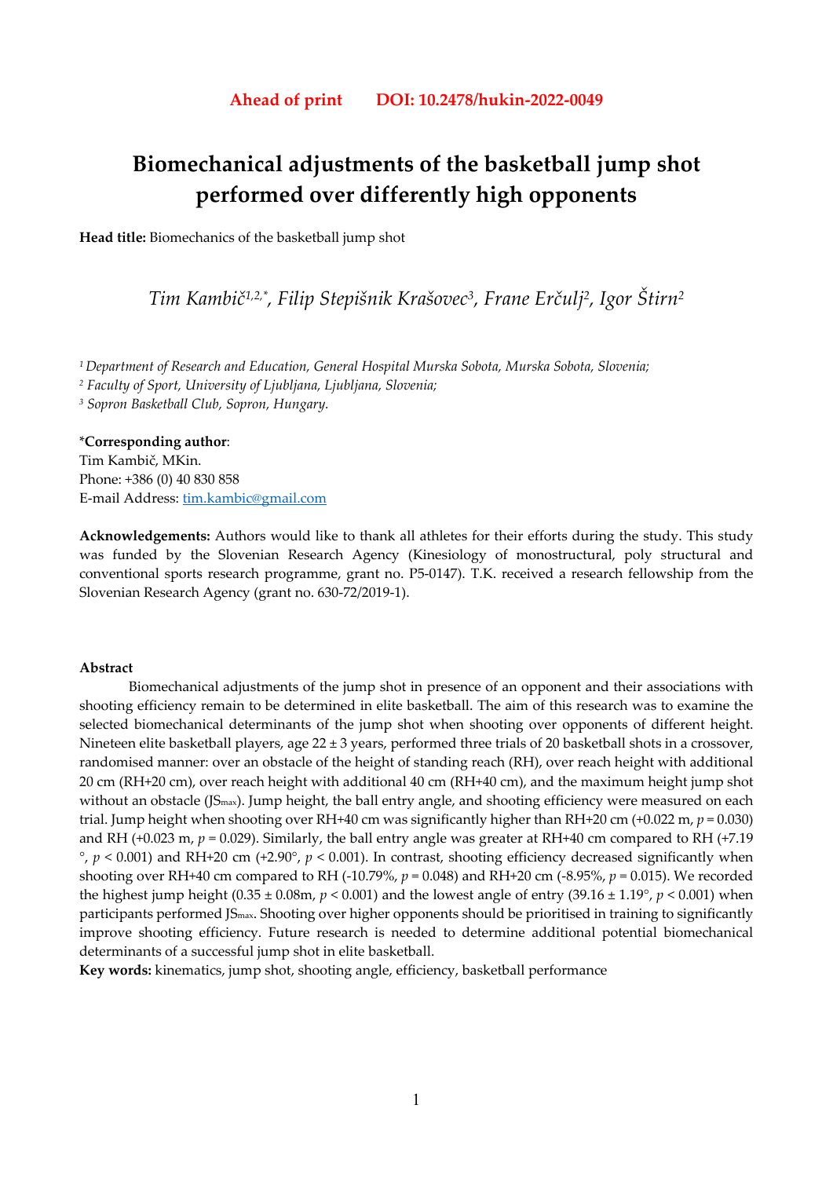**Ahead of print DOI: 10.2478/hukin-2022-0049**

# Biomechanical adjustments of the basketball jump shot performed over differently high opponents

**Head title:** Biomechanics of the basketball jump shot

*Tim Kambič[1,2,*], Filip Stepišnik Krašovec[3], Frane Erčulj[2], Igor Štirn[2]*

[1] *Department of Research and Education, General Hospital Murska Sobota, Murska Sobota, Slovenia;*
[2] *Faculty of Sport, University of Ljubljana, Ljubljana, Slovenia;*
[3] *Sopron Basketball Club, Sopron, Hungary.*

***Corresponding author**:
Tim Kambič, MKin.
Phone: +386 (0) 40 830 858
E-mail Address: tim.kambic@gmail.com

**Acknowledgements:** Authors would like to thank all athletes for their efforts during the study. This study was funded by the Slovenian Research Agency (Kinesiology of monostructural, poly structural and conventional sports research programme, grant no. P5-0147). T.K. received a research fellowship from the Slovenian Research Agency (grant no. 630-72/2019-1).

**Abstract**

Biomechanical adjustments of the jump shot in presence of an opponent and their associations with shooting efficiency remain to be determined in elite basketball. The aim of this research was to examine the selected biomechanical determinants of the jump shot when shooting over opponents of different height. Nineteen elite basketball players, age 22 ± 3 years, performed three trials of 20 basketball shots in a crossover, randomised manner: over an obstacle of the height of standing reach (RH), over reach height with additional 20 cm (RH+20 cm), over reach height with additional 40 cm (RH+40 cm), and the maximum height jump shot without an obstacle ($JS_{max}$). Jump height, the ball entry angle, and shooting efficiency were measured on each trial. Jump height when shooting over RH+40 cm was significantly higher than RH+20 cm (+0.022 m, $p = 0.030$) and RH (+0.023 m, $p = 0.029$). Similarly, the ball entry angle was greater at RH+40 cm compared to RH (+7.19 °, $p < 0.001$) and RH+20 cm (+2.90°, $p < 0.001$). In contrast, shooting efficiency decreased significantly when shooting over RH+40 cm compared to RH (-10.79%, $p = 0.048$) and RH+20 cm (-8.95%, $p = 0.015$). We recorded the highest jump height (0.35 ± 0.08m, $p < 0.001$) and the lowest angle of entry (39.16 ± 1.19°, $p < 0.001$) when participants performed $JS_{max}$. Shooting over higher opponents should be prioritised in training to significantly improve shooting efficiency. Future research is needed to determine additional potential biomechanical determinants of a successful jump shot in elite basketball.

**Key words:** kinematics, jump shot, shooting angle, efficiency, basketball performance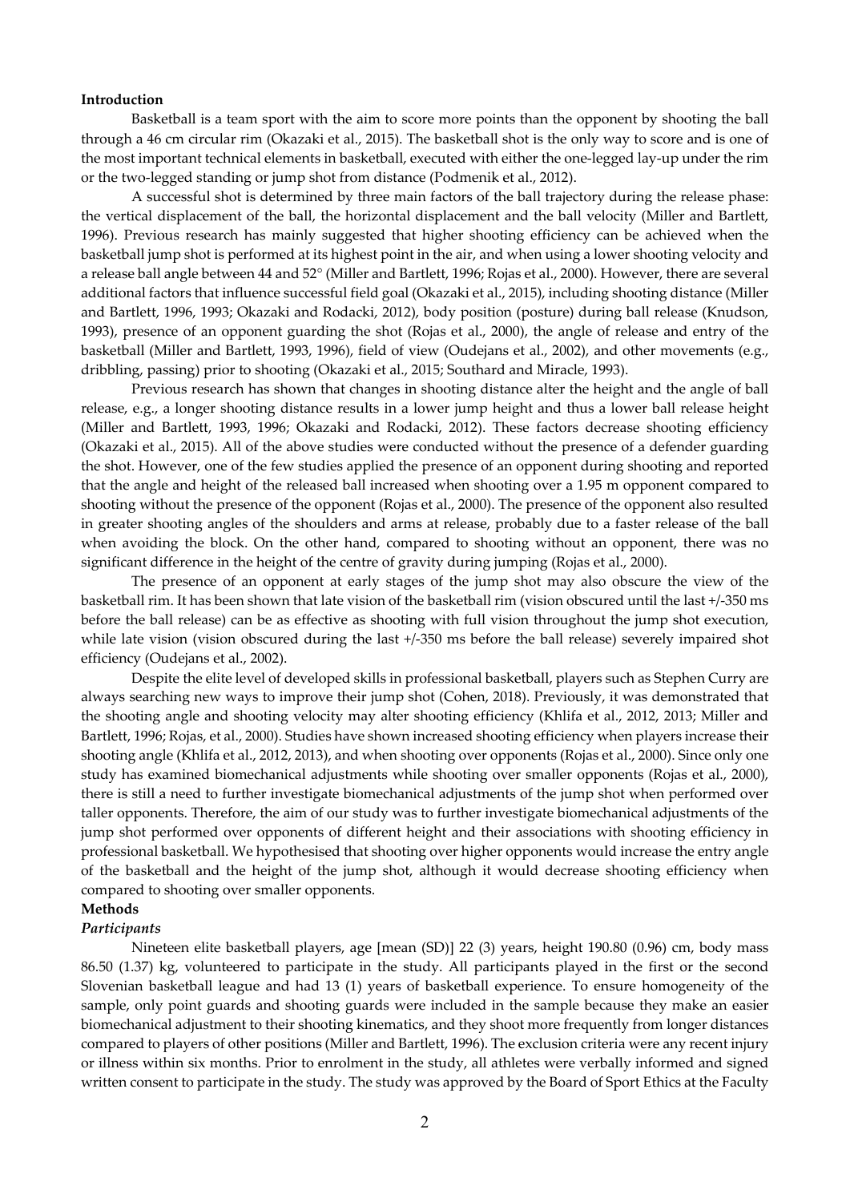**Introduction**

Basketball is a team sport with the aim to score more points than the opponent by shooting the ball through a 46 cm circular rim (Okazaki et al., 2015). The basketball shot is the only way to score and is one of the most important technical elements in basketball, executed with either the one-legged lay-up under the rim or the two-legged standing or jump shot from distance (Podmenik et al., 2012).

A successful shot is determined by three main factors of the ball trajectory during the release phase: the vertical displacement of the ball, the horizontal displacement and the ball velocity (Miller and Bartlett, 1996). Previous research has mainly suggested that higher shooting efficiency can be achieved when the basketball jump shot is performed at its highest point in the air, and when using a lower shooting velocity and a release ball angle between 44 and 52° (Miller and Bartlett, 1996; Rojas et al., 2000). However, there are several additional factors that influence successful field goal (Okazaki et al., 2015), including shooting distance (Miller and Bartlett, 1996, 1993; Okazaki and Rodacki, 2012), body position (posture) during ball release (Knudson, 1993), presence of an opponent guarding the shot (Rojas et al., 2000), the angle of release and entry of the basketball (Miller and Bartlett, 1993, 1996), field of view (Oudejans et al., 2002), and other movements (e.g., dribbling, passing) prior to shooting (Okazaki et al., 2015; Southard and Miracle, 1993).

Previous research has shown that changes in shooting distance alter the height and the angle of ball release, e.g., a longer shooting distance results in a lower jump height and thus a lower ball release height (Miller and Bartlett, 1993, 1996; Okazaki and Rodacki, 2012). These factors decrease shooting efficiency (Okazaki et al., 2015). All of the above studies were conducted without the presence of a defender guarding the shot. However, one of the few studies applied the presence of an opponent during shooting and reported that the angle and height of the released ball increased when shooting over a 1.95 m opponent compared to shooting without the presence of the opponent (Rojas et al., 2000). The presence of the opponent also resulted in greater shooting angles of the shoulders and arms at release, probably due to a faster release of the ball when avoiding the block. On the other hand, compared to shooting without an opponent, there was no significant difference in the height of the centre of gravity during jumping (Rojas et al., 2000).

The presence of an opponent at early stages of the jump shot may also obscure the view of the basketball rim. It has been shown that late vision of the basketball rim (vision obscured until the last +/-350 ms before the ball release) can be as effective as shooting with full vision throughout the jump shot execution, while late vision (vision obscured during the last +/-350 ms before the ball release) severely impaired shot efficiency (Oudejans et al., 2002).

Despite the elite level of developed skills in professional basketball, players such as Stephen Curry are always searching new ways to improve their jump shot (Cohen, 2018). Previously, it was demonstrated that the shooting angle and shooting velocity may alter shooting efficiency (Khlifa et al., 2012, 2013; Miller and Bartlett, 1996; Rojas, et al., 2000). Studies have shown increased shooting efficiency when players increase their shooting angle (Khlifa et al., 2012, 2013), and when shooting over opponents (Rojas et al., 2000). Since only one study has examined biomechanical adjustments while shooting over smaller opponents (Rojas et al., 2000), there is still a need to further investigate biomechanical adjustments of the jump shot when performed over taller opponents. Therefore, the aim of our study was to further investigate biomechanical adjustments of the jump shot performed over opponents of different height and their associations with shooting efficiency in professional basketball. We hypothesised that shooting over higher opponents would increase the entry angle of the basketball and the height of the jump shot, although it would decrease shooting efficiency when compared to shooting over smaller opponents.

**Methods**

***Participants***

Nineteen elite basketball players, age [mean (SD)] 22 (3) years, height 190.80 (0.96) cm, body mass 86.50 (1.37) kg, volunteered to participate in the study. All participants played in the first or the second Slovenian basketball league and had 13 (1) years of basketball experience. To ensure homogeneity of the sample, only point guards and shooting guards were included in the sample because they make an easier biomechanical adjustment to their shooting kinematics, and they shoot more frequently from longer distances compared to players of other positions (Miller and Bartlett, 1996). The exclusion criteria were any recent injury or illness within six months. Prior to enrolment in the study, all athletes were verbally informed and signed written consent to participate in the study. The study was approved by the Board of Sport Ethics at the Faculty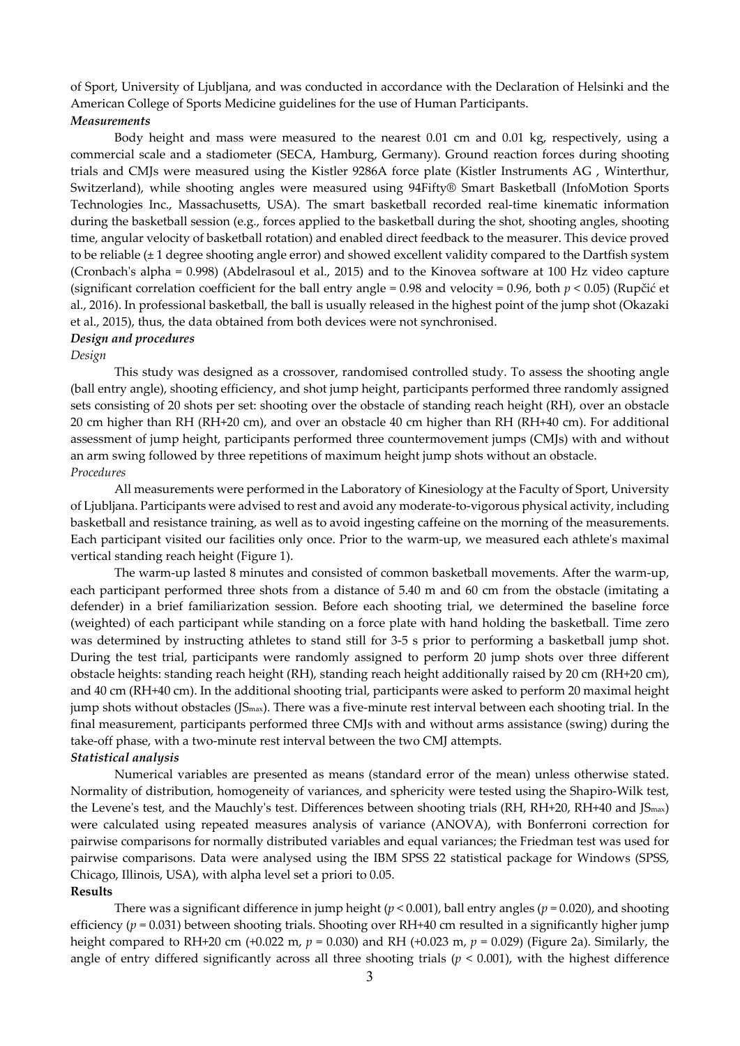of Sport, University of Ljubljana, and was conducted in accordance with the Declaration of Helsinki and the American College of Sports Medicine guidelines for the use of Human Participants.

***Measurements***

Body height and mass were measured to the nearest 0.01 cm and 0.01 kg, respectively, using a commercial scale and a stadiometer (SECA, Hamburg, Germany). Ground reaction forces during shooting trials and CMJs were measured using the Kistler 9286A force plate (Kistler Instruments AG , Winterthur, Switzerland), while shooting angles were measured using 94Fifty® Smart Basketball (InfoMotion Sports Technologies Inc., Massachusetts, USA). The smart basketball recorded real-time kinematic information during the basketball session (e.g., forces applied to the basketball during the shot, shooting angles, shooting time, angular velocity of basketball rotation) and enabled direct feedback to the measurer. This device proved to be reliable (± 1 degree shooting angle error) and showed excellent validity compared to the Dartfish system (Cronbach's alpha = 0.998) (Abdelrasoul et al., 2015) and to the Kinovea software at 100 Hz video capture (significant correlation coefficient for the ball entry angle = 0.98 and velocity = 0.96, both $p < 0.05$) (Rupčić et al., 2016). In professional basketball, the ball is usually released in the highest point of the jump shot (Okazaki et al., 2015), thus, the data obtained from both devices were not synchronised.

***Design and procedures***

*Design*

This study was designed as a crossover, randomised controlled study. To assess the shooting angle (ball entry angle), shooting efficiency, and shot jump height, participants performed three randomly assigned sets consisting of 20 shots per set: shooting over the obstacle of standing reach height (RH), over an obstacle 20 cm higher than RH (RH+20 cm), and over an obstacle 40 cm higher than RH (RH+40 cm). For additional assessment of jump height, participants performed three countermovement jumps (CMJs) with and without an arm swing followed by three repetitions of maximum height jump shots without an obstacle.

*Procedures*

All measurements were performed in the Laboratory of Kinesiology at the Faculty of Sport, University of Ljubljana. Participants were advised to rest and avoid any moderate-to-vigorous physical activity, including basketball and resistance training, as well as to avoid ingesting caffeine on the morning of the measurements. Each participant visited our facilities only once. Prior to the warm-up, we measured each athlete's maximal vertical standing reach height (Figure 1).

The warm-up lasted 8 minutes and consisted of common basketball movements. After the warm-up, each participant performed three shots from a distance of 5.40 m and 60 cm from the obstacle (imitating a defender) in a brief familiarization session. Before each shooting trial, we determined the baseline force (weighted) of each participant while standing on a force plate with hand holding the basketball. Time zero was determined by instructing athletes to stand still for 3-5 s prior to performing a basketball jump shot. During the test trial, participants were randomly assigned to perform 20 jump shots over three different obstacle heights: standing reach height (RH), standing reach height additionally raised by 20 cm (RH+20 cm), and 40 cm (RH+40 cm). In the additional shooting trial, participants were asked to perform 20 maximal height jump shots without obstacles ($JS_{max}$). There was a five-minute rest interval between each shooting trial. In the final measurement, participants performed three CMJs with and without arms assistance (swing) during the take-off phase, with a two-minute rest interval between the two CMJ attempts.

***Statistical analysis***

Numerical variables are presented as means (standard error of the mean) unless otherwise stated. Normality of distribution, homogeneity of variances, and sphericity were tested using the Shapiro-Wilk test, the Levene's test, and the Mauchly's test. Differences between shooting trials (RH, RH+20, RH+40 and $JS_{max}$) were calculated using repeated measures analysis of variance (ANOVA), with Bonferroni correction for pairwise comparisons for normally distributed variables and equal variances; the Friedman test was used for pairwise comparisons. Data were analysed using the IBM SPSS 22 statistical package for Windows (SPSS, Chicago, Illinois, USA), with alpha level set a priori to 0.05.

**Results**

There was a significant difference in jump height ($p < 0.001$), ball entry angles ($p = 0.020$), and shooting efficiency ($p = 0.031$) between shooting trials. Shooting over RH+40 cm resulted in a significantly higher jump height compared to RH+20 cm (+0.022 m, $p = 0.030$) and RH (+0.023 m, $p = 0.029$) (Figure 2a). Similarly, the angle of entry differed significantly across all three shooting trials ($p < 0.001$), with the highest difference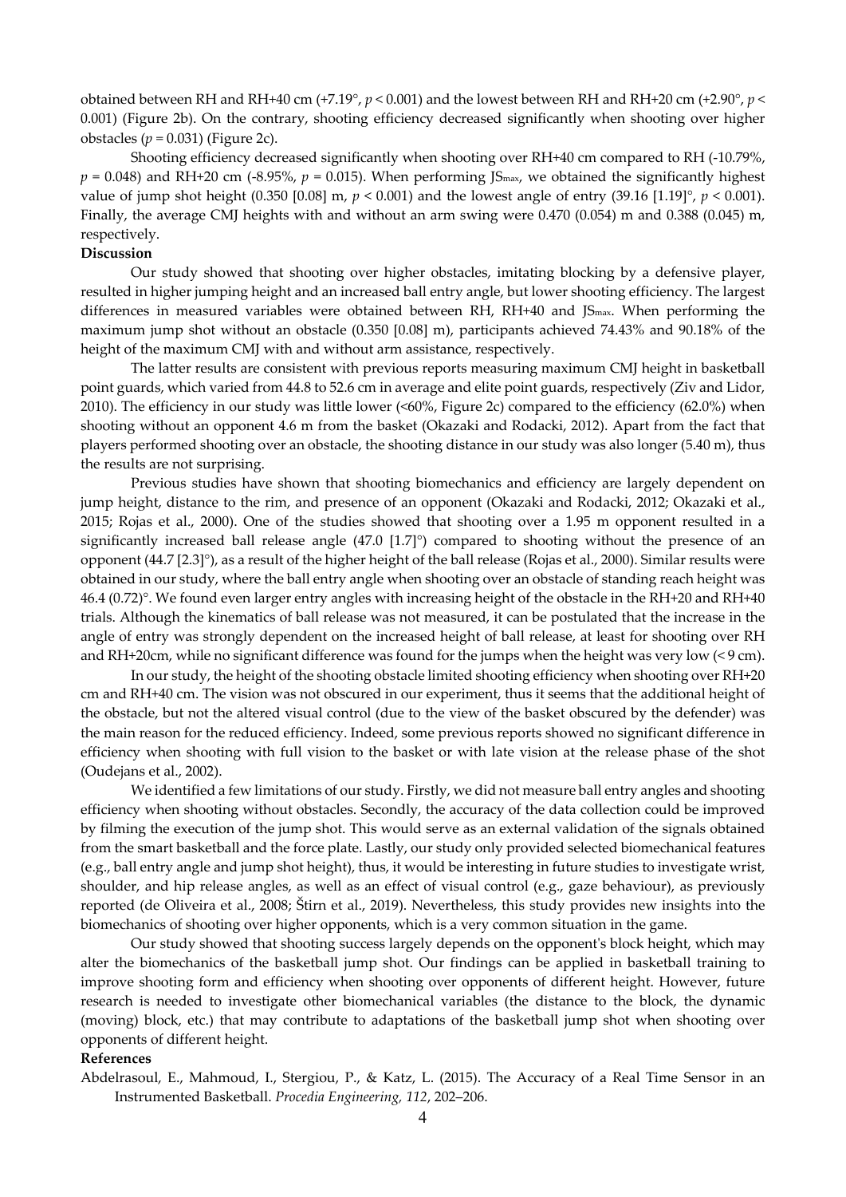obtained between RH and RH+40 cm (+7.19°, $p < 0.001$) and the lowest between RH and RH+20 cm (+2.90°, $p < 0.001$) (Figure 2b). On the contrary, shooting efficiency decreased significantly when shooting over higher obstacles ($p = 0.031$) (Figure 2c).

Shooting efficiency decreased significantly when shooting over RH+40 cm compared to RH (-10.79%, $p = 0.048$) and RH+20 cm (-8.95%, $p = 0.015$). When performing $JS_{max}$, we obtained the significantly highest value of jump shot height (0.350 [0.08] m, $p < 0.001$) and the lowest angle of entry (39.16 [1.19]°, $p < 0.001$). Finally, the average CMJ heights with and without an arm swing were 0.470 (0.054) m and 0.388 (0.045) m, respectively.

**Discussion**

Our study showed that shooting over higher obstacles, imitating blocking by a defensive player, resulted in higher jumping height and an increased ball entry angle, but lower shooting efficiency. The largest differences in measured variables were obtained between RH, RH+40 and $JS_{max}$. When performing the maximum jump shot without an obstacle (0.350 [0.08] m), participants achieved 74.43% and 90.18% of the height of the maximum CMJ with and without arm assistance, respectively.

The latter results are consistent with previous reports measuring maximum CMJ height in basketball point guards, which varied from 44.8 to 52.6 cm in average and elite point guards, respectively (Ziv and Lidor, 2010). The efficiency in our study was little lower (<60%, Figure 2c) compared to the efficiency (62.0%) when shooting without an opponent 4.6 m from the basket (Okazaki and Rodacki, 2012). Apart from the fact that players performed shooting over an obstacle, the shooting distance in our study was also longer (5.40 m), thus the results are not surprising.

Previous studies have shown that shooting biomechanics and efficiency are largely dependent on jump height, distance to the rim, and presence of an opponent (Okazaki and Rodacki, 2012; Okazaki et al., 2015; Rojas et al., 2000). One of the studies showed that shooting over a 1.95 m opponent resulted in a significantly increased ball release angle (47.0 [1.7]°) compared to shooting without the presence of an opponent (44.7 [2.3]°), as a result of the higher height of the ball release (Rojas et al., 2000). Similar results were obtained in our study, where the ball entry angle when shooting over an obstacle of standing reach height was 46.4 (0.72)°. We found even larger entry angles with increasing height of the obstacle in the RH+20 and RH+40 trials. Although the kinematics of ball release was not measured, it can be postulated that the increase in the angle of entry was strongly dependent on the increased height of ball release, at least for shooting over RH and RH+20cm, while no significant difference was found for the jumps when the height was very low (< 9 cm).

In our study, the height of the shooting obstacle limited shooting efficiency when shooting over RH+20 cm and RH+40 cm. The vision was not obscured in our experiment, thus it seems that the additional height of the obstacle, but not the altered visual control (due to the view of the basket obscured by the defender) was the main reason for the reduced efficiency. Indeed, some previous reports showed no significant difference in efficiency when shooting with full vision to the basket or with late vision at the release phase of the shot (Oudejans et al., 2002).

We identified a few limitations of our study. Firstly, we did not measure ball entry angles and shooting efficiency when shooting without obstacles. Secondly, the accuracy of the data collection could be improved by filming the execution of the jump shot. This would serve as an external validation of the signals obtained from the smart basketball and the force plate. Lastly, our study only provided selected biomechanical features (e.g., ball entry angle and jump shot height), thus, it would be interesting in future studies to investigate wrist, shoulder, and hip release angles, as well as an effect of visual control (e.g., gaze behaviour), as previously reported (de Oliveira et al., 2008; Štirn et al., 2019). Nevertheless, this study provides new insights into the biomechanics of shooting over higher opponents, which is a very common situation in the game.

Our study showed that shooting success largely depends on the opponent's block height, which may alter the biomechanics of the basketball jump shot. Our findings can be applied in basketball training to improve shooting form and efficiency when shooting over opponents of different height. However, future research is needed to investigate other biomechanical variables (the distance to the block, the dynamic (moving) block, etc.) that may contribute to adaptations of the basketball jump shot when shooting over opponents of different height.

**References**

Abdelrasoul, E., Mahmoud, I., Stergiou, P., & Katz, L. (2015). The Accuracy of a Real Time Sensor in an Instrumented Basketball. *Procedia Engineering, 112*, 202–206.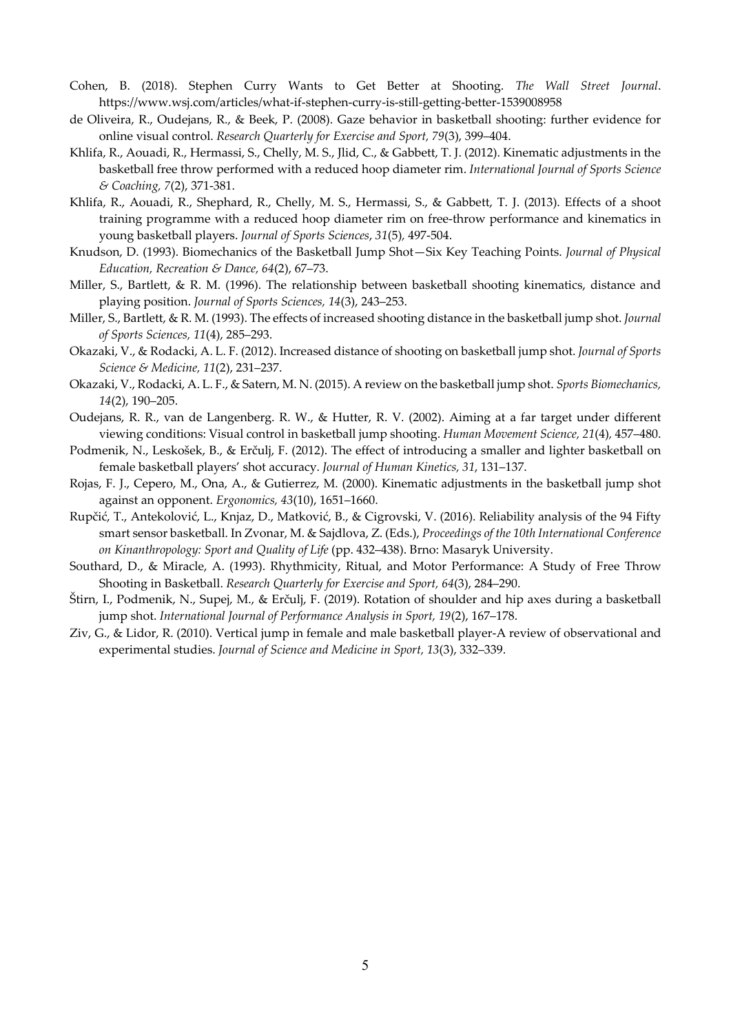Cohen, B. (2018). Stephen Curry Wants to Get Better at Shooting. *The Wall Street Journal*. https://www.wsj.com/articles/what-if-stephen-curry-is-still-getting-better-1539008958

de Oliveira, R., Oudejans, R., & Beek, P. (2008). Gaze behavior in basketball shooting: further evidence for online visual control. *Research Quarterly for Exercise and Sport, 79*(3), 399–404.

Khlifa, R., Aouadi, R., Hermassi, S., Chelly, M. S., Jlid, C., & Gabbett, T. J. (2012). Kinematic adjustments in the basketball free throw performed with a reduced hoop diameter rim. *International Journal of Sports Science & Coaching, 7*(2), 371-381.

Khlifa, R., Aouadi, R., Shephard, R., Chelly, M. S., Hermassi, S., & Gabbett, T. J. (2013). Effects of a shoot training programme with a reduced hoop diameter rim on free-throw performance and kinematics in young basketball players. *Journal of Sports Sciences*, *31*(5), 497-504.

Knudson, D. (1993). Biomechanics of the Basketball Jump Shot—Six Key Teaching Points. *Journal of Physical Education, Recreation & Dance, 64*(2), 67–73.

Miller, S., Bartlett, & R. M. (1996). The relationship between basketball shooting kinematics, distance and playing position. *Journal of Sports Sciences, 14*(3), 243–253.

Miller, S., Bartlett, & R. M. (1993). The effects of increased shooting distance in the basketball jump shot. *Journal of Sports Sciences, 11*(4), 285–293.

Okazaki, V., & Rodacki, A. L. F. (2012). Increased distance of shooting on basketball jump shot. *Journal of Sports Science & Medicine, 11*(2), 231–237.

Okazaki, V., Rodacki, A. L. F., & Satern, M. N. (2015). A review on the basketball jump shot. *Sports Biomechanics, 14*(2), 190–205.

Oudejans, R. R., van de Langenberg. R. W., & Hutter, R. V. (2002). Aiming at a far target under different viewing conditions: Visual control in basketball jump shooting. *Human Movement Science, 21*(4), 457–480.

Podmenik, N., Leskošek, B., & Erčulj, F. (2012). The effect of introducing a smaller and lighter basketball on female basketball players' shot accuracy. *Journal of Human Kinetics, 31*, 131–137.

Rojas, F. J., Cepero, M., Ona, A., & Gutierrez, M. (2000). Kinematic adjustments in the basketball jump shot against an opponent. *Ergonomics, 43*(10), 1651–1660.

Rupčić, T., Antekolović, L., Knjaz, D., Matković, B., & Cigrovski, V. (2016). Reliability analysis of the 94 Fifty smart sensor basketball. In Zvonar, M. & Sajdlova, Z. (Eds.), *Proceedings of the 10th International Conference on Kinanthropology: Sport and Quality of Life* (pp. 432–438). Brno: Masaryk University.

Southard, D., & Miracle, A. (1993). Rhythmicity, Ritual, and Motor Performance: A Study of Free Throw Shooting in Basketball. *Research Quarterly for Exercise and Sport, 64*(3), 284–290.

Štirn, I., Podmenik, N., Supej, M., & Erčulj, F. (2019). Rotation of shoulder and hip axes during a basketball jump shot. *International Journal of Performance Analysis in Sport, 19*(2), 167–178.

Ziv, G., & Lidor, R. (2010). Vertical jump in female and male basketball player-A review of observational and experimental studies. *Journal of Science and Medicine in Sport, 13*(3), 332–339.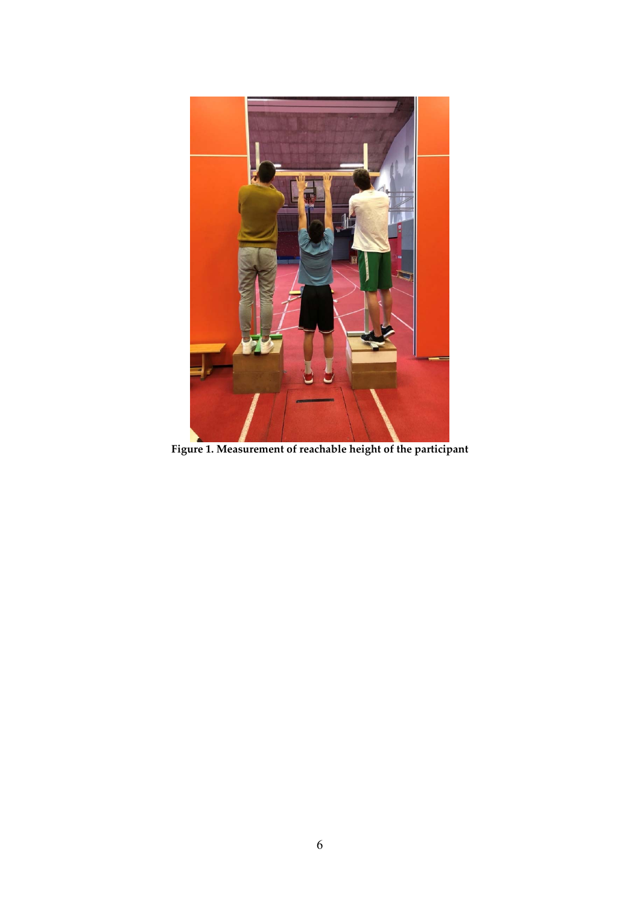**Figure 1. Measurement of reachable height of the participant**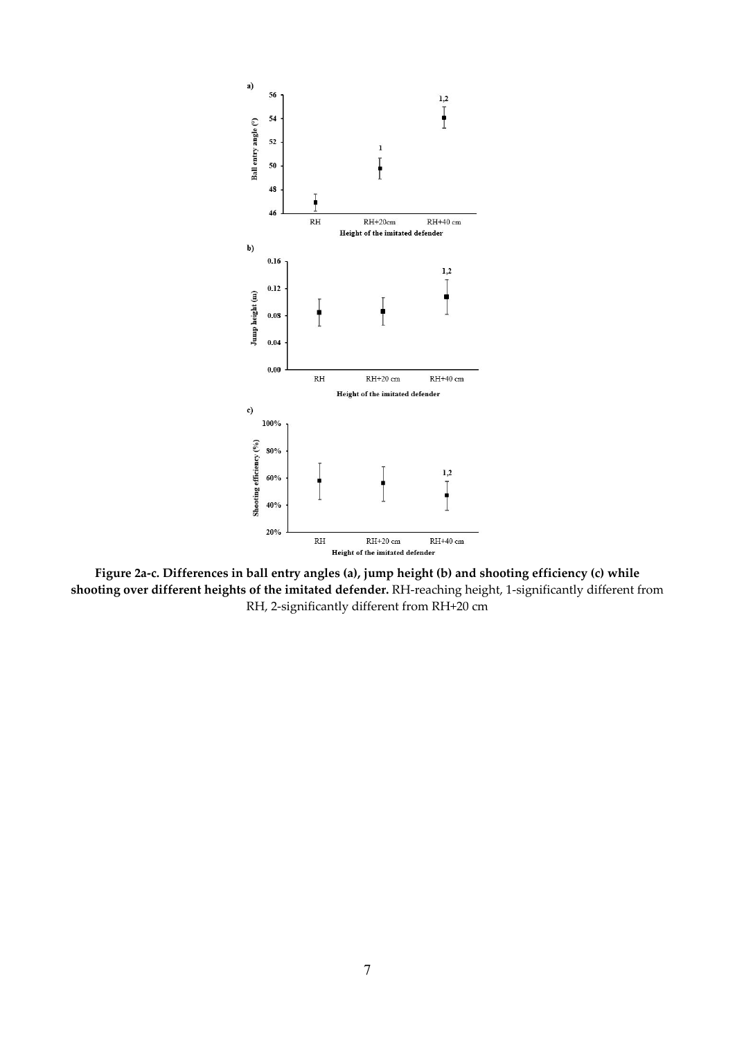a)

Ball entry angle (°)

56
54
52
50
48
46

1,2

1

RH
RH+20cm
RH+40 cm

Height of the imitated defender

b)

Jump height (m)

0.16
0.12
0.08
0.04
0.00

1,2

RH
RH+20 cm
RH+40 cm

Height of the imitated defender

c)

Shooting efficiency (%)

100%
80%
60%
40%
20%

1,2

RH
RH+20 cm
RH+40 cm

Height of the imitated defender

**Figure 2a-c. Differences in ball entry angles (a), jump height (b) and shooting efficiency (c) while shooting over different heights of the imitated defender.** RH-reaching height, 1-significantly different from RH, 2-significantly different from RH+20 cm